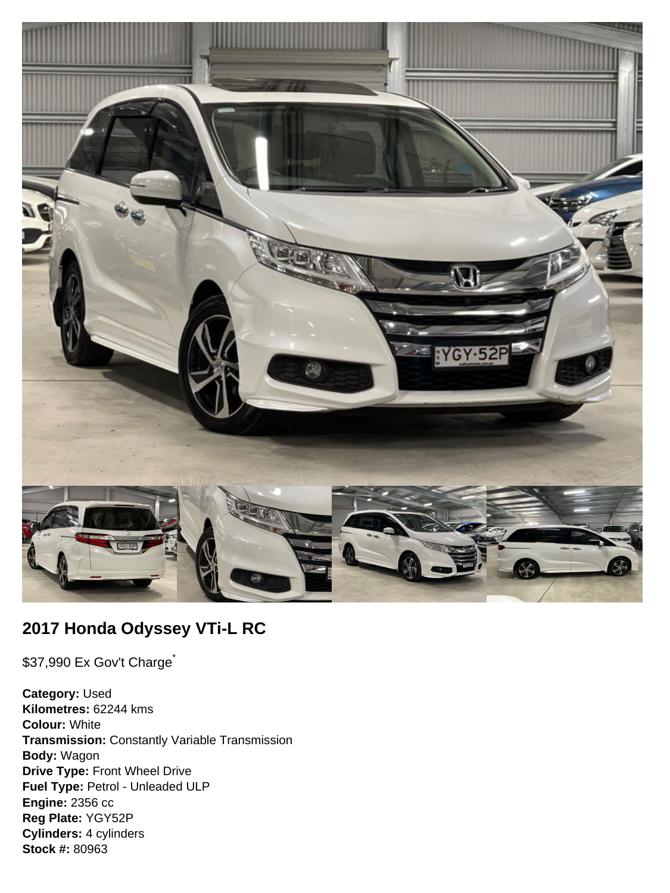## 2017 Honda Odyssey VTi-L RC

$37,990 Ex Gov't Charge*

**Category:** Used
**Kilometres:** 62244 kms
**Colour:** White
**Transmission:** Constantly Variable Transmission
**Body:** Wagon
**Drive Type:** Front Wheel Drive
**Fuel Type:** Petrol - Unleaded ULP
**Engine:** 2356 cc
**Reg Plate:** YGY52P
**Cylinders:** 4 cylinders
**Stock #:** 80963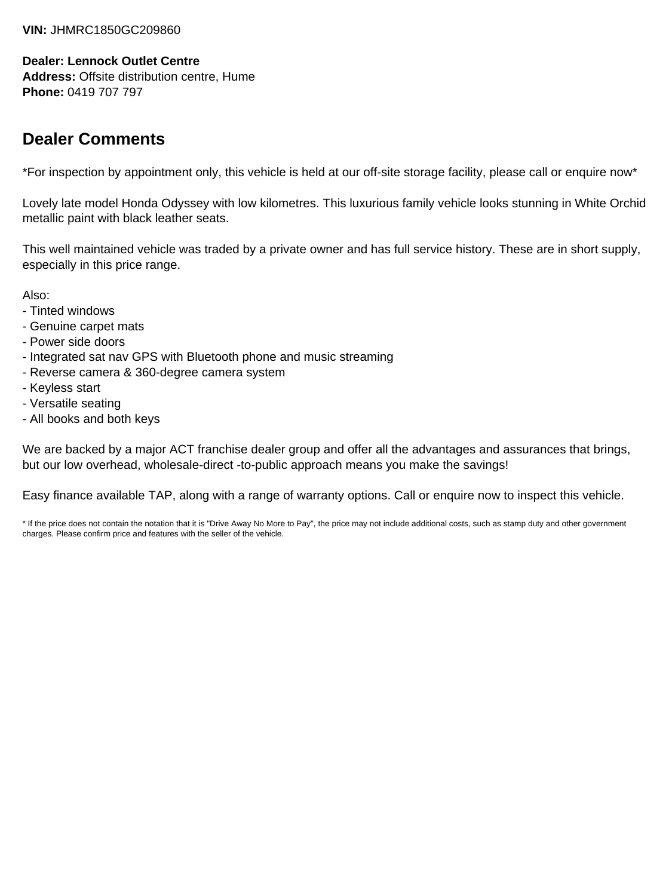**VIN:** JHMRC1850GC209860

**Dealer: Lennock Outlet Centre**
**Address:** Offsite distribution centre, Hume
**Phone:** 0419 707 797

## Dealer Comments

*For inspection by appointment only, this vehicle is held at our off-site storage facility, please call or enquire now*

Lovely late model Honda Odyssey with low kilometres. This luxurious family vehicle looks stunning in White Orchid metallic paint with black leather seats.

This well maintained vehicle was traded by a private owner and has full service history. These are in short supply, especially in this price range.

Also:
- Tinted windows
- Genuine carpet mats
- Power side doors
- Integrated sat nav GPS with Bluetooth phone and music streaming
- Reverse camera & 360-degree camera system
- Keyless start
- Versatile seating
- All books and both keys

We are backed by a major ACT franchise dealer group and offer all the advantages and assurances that brings, but our low overhead, wholesale-direct -to-public approach means you make the savings!

Easy finance available TAP, along with a range of warranty options. Call or enquire now to inspect this vehicle.

* If the price does not contain the notation that it is "Drive Away No More to Pay", the price may not include additional costs, such as stamp duty and other government charges. Please confirm price and features with the seller of the vehicle.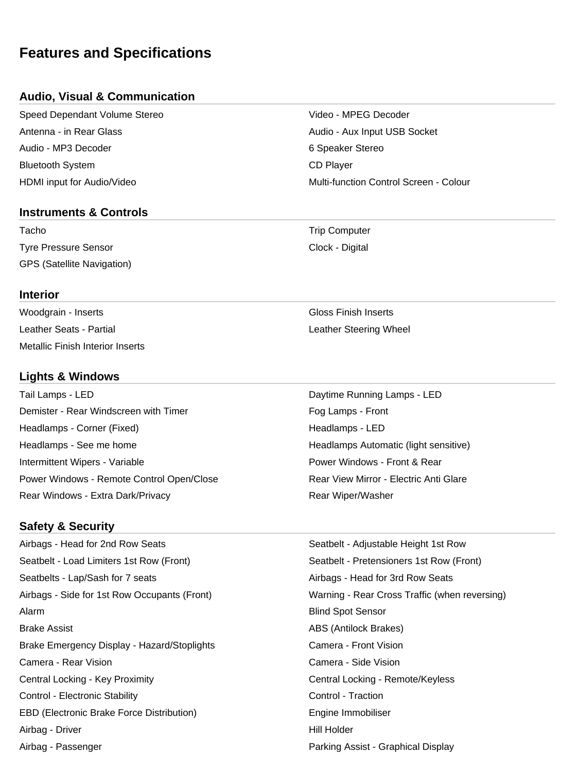# Features and Specifications

## Audio, Visual & Communication

- Speed Dependant Volume Stereo
- Video - MPEG Decoder
- Antenna - in Rear Glass
- Audio - Aux Input USB Socket
- Audio - MP3 Decoder
- 6 Speaker Stereo
- Bluetooth System
- CD Player
- HDMI input for Audio/Video
- Multi-function Control Screen - Colour

## Instruments & Controls

- Tacho
- Trip Computer
- Tyre Pressure Sensor
- Clock - Digital
- GPS (Satellite Navigation)

## Interior

- Woodgrain - Inserts
- Gloss Finish Inserts
- Leather Seats - Partial
- Leather Steering Wheel
- Metallic Finish Interior Inserts

## Lights & Windows

- Tail Lamps - LED
- Daytime Running Lamps - LED
- Demister - Rear Windscreen with Timer
- Fog Lamps - Front
- Headlamps - Corner (Fixed)
- Headlamps - LED
- Headlamps - See me home
- Headlamps Automatic (light sensitive)
- Intermittent Wipers - Variable
- Power Windows - Front & Rear
- Power Windows - Remote Control Open/Close
- Rear View Mirror - Electric Anti Glare
- Rear Windows - Extra Dark/Privacy
- Rear Wiper/Washer

## Safety & Security

- Airbags - Head for 2nd Row Seats
- Seatbelt - Adjustable Height 1st Row
- Seatbelt - Load Limiters 1st Row (Front)
- Seatbelt - Pretensioners 1st Row (Front)
- Seatbelts - Lap/Sash for 7 seats
- Airbags - Head for 3rd Row Seats
- Airbags - Side for 1st Row Occupants (Front)
- Warning - Rear Cross Traffic (when reversing)
- Alarm
- Blind Spot Sensor
- Brake Assist
- ABS (Antilock Brakes)
- Brake Emergency Display - Hazard/Stoplights
- Camera - Front Vision
- Camera - Rear Vision
- Camera - Side Vision
- Central Locking - Key Proximity
- Central Locking - Remote/Keyless
- Control - Electronic Stability
- Control - Traction
- EBD (Electronic Brake Force Distribution)
- Engine Immobiliser
- Airbag - Driver
- Hill Holder
- Airbag - Passenger
- Parking Assist - Graphical Display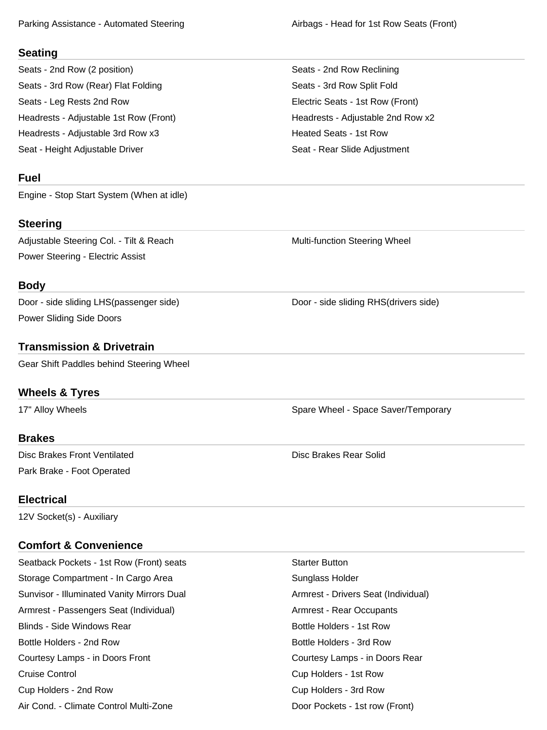- Parking Assistance - Automated Steering
- Airbags - Head for 1st Row Seats (Front)

## Seating

- Seats - 2nd Row (2 position)
- Seats - 2nd Row Reclining
- Seats - 3rd Row (Rear) Flat Folding
- Seats - 3rd Row Split Fold
- Seats - Leg Rests 2nd Row
- Electric Seats - 1st Row (Front)
- Headrests - Adjustable 1st Row (Front)
- Headrests - Adjustable 2nd Row x2
- Headrests - Adjustable 3rd Row x3
- Heated Seats - 1st Row
- Seat - Height Adjustable Driver
- Seat - Rear Slide Adjustment

## Fuel

- Engine - Stop Start System (When at idle)

## Steering

- Adjustable Steering Col. - Tilt & Reach
- Multi-function Steering Wheel
- Power Steering - Electric Assist

## Body

- Door - side sliding LHS(passenger side)
- Door - side sliding RHS(drivers side)
- Power Sliding Side Doors

## Transmission & Drivetrain

- Gear Shift Paddles behind Steering Wheel

## Wheels & Tyres

- 17" Alloy Wheels
- Spare Wheel - Space Saver/Temporary

## Brakes

- Disc Brakes Front Ventilated
- Disc Brakes Rear Solid
- Park Brake - Foot Operated

## Electrical

- 12V Socket(s) - Auxiliary

## Comfort & Convenience

- Seatback Pockets - 1st Row (Front) seats
- Starter Button
- Storage Compartment - In Cargo Area
- Sunglass Holder
- Sunvisor - Illuminated Vanity Mirrors Dual
- Armrest - Drivers Seat (Individual)
- Armrest - Passengers Seat (Individual)
- Armrest - Rear Occupants
- Blinds - Side Windows Rear
- Bottle Holders - 1st Row
- Bottle Holders - 2nd Row
- Bottle Holders - 3rd Row
- Courtesy Lamps - in Doors Front
- Courtesy Lamps - in Doors Rear
- Cruise Control
- Cup Holders - 1st Row
- Cup Holders - 2nd Row
- Cup Holders - 3rd Row
- Air Cond. - Climate Control Multi-Zone
- Door Pockets - 1st row (Front)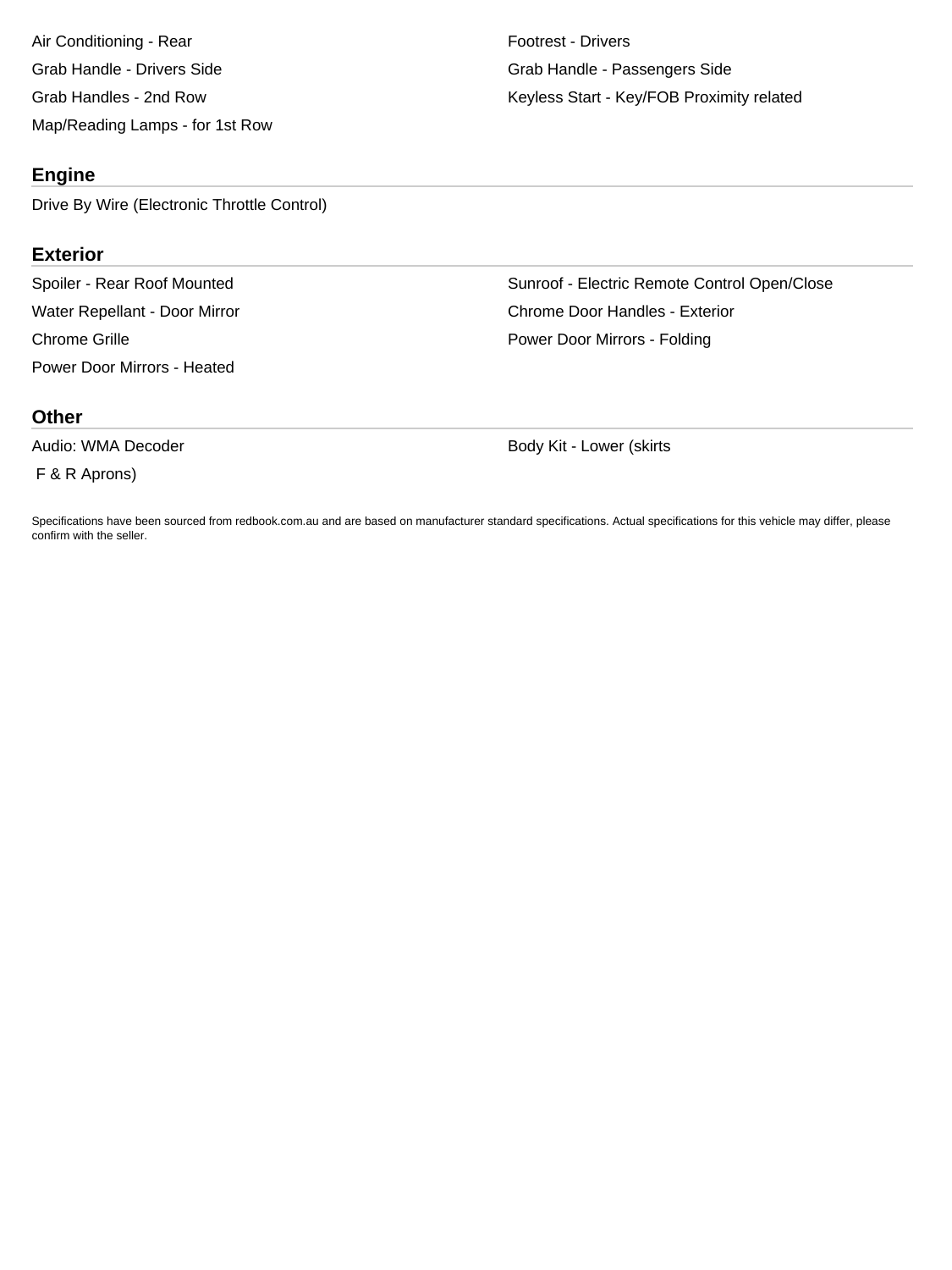Air Conditioning - Rear

Footrest - Drivers

Grab Handle - Drivers Side

Grab Handle - Passengers Side

Grab Handles - 2nd Row

Keyless Start - Key/FOB Proximity related

Map/Reading Lamps - for 1st Row

## Engine

Drive By Wire (Electronic Throttle Control)

## Exterior

Spoiler - Rear Roof Mounted

Sunroof - Electric Remote Control Open/Close

Water Repellant - Door Mirror

Chrome Door Handles - Exterior

Chrome Grille

Power Door Mirrors - Folding

Power Door Mirrors - Heated

## Other

Audio: WMA Decoder

Body Kit - Lower (skirts

F & R Aprons)

Specifications have been sourced from redbook.com.au and are based on manufacturer standard specifications. Actual specifications for this vehicle may differ, please confirm with the seller.